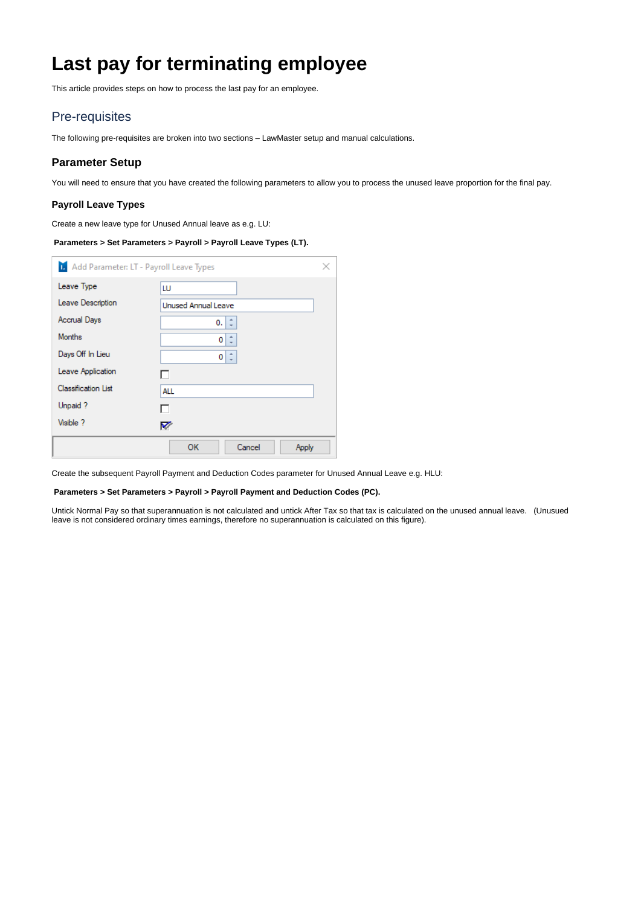# Last pay for terminating employee

This article provides steps on how to process the last pay for an employee.

## Pre-requisites

The following pre-requisites are broken into two sections – LawMaster setup and manual calculations.

### Parameter Setup

You will need to ensure that you have created the following parameters to allow you to process the unused leave proportion for the final pay.

### Payroll Leave Types

Create a new leave type for Unused Annual leave as e.g. LU:

**Parameters > Set Parameters > Payroll > Payroll Leave Types (LT).**

Add Parameter: LT - Payroll Leave Types

| Field | Value |
|---|---|
| Leave Type | LU |
| Leave Description | Unused Annual Leave |
| Accrual Days | 0. |
| Months | 0 |
| Days Off In Lieu | 0 |
| Leave Application | ☐ |
| Classification List | ALL |
| Unpaid ? | ☐ |
| Visible ? | ☑ |

OK | Cancel | Apply

Create the subsequent Payroll Payment and Deduction Codes parameter for Unused Annual Leave e.g. HLU:

**Parameters > Set Parameters > Payroll > Payroll Payment and Deduction Codes (PC).**

Untick Normal Pay so that superannuation is not calculated and untick After Tax so that tax is calculated on the unused annual leave. (Unsued leave is not considered ordinary times earnings, therefore no superannuation is calculated on this figure).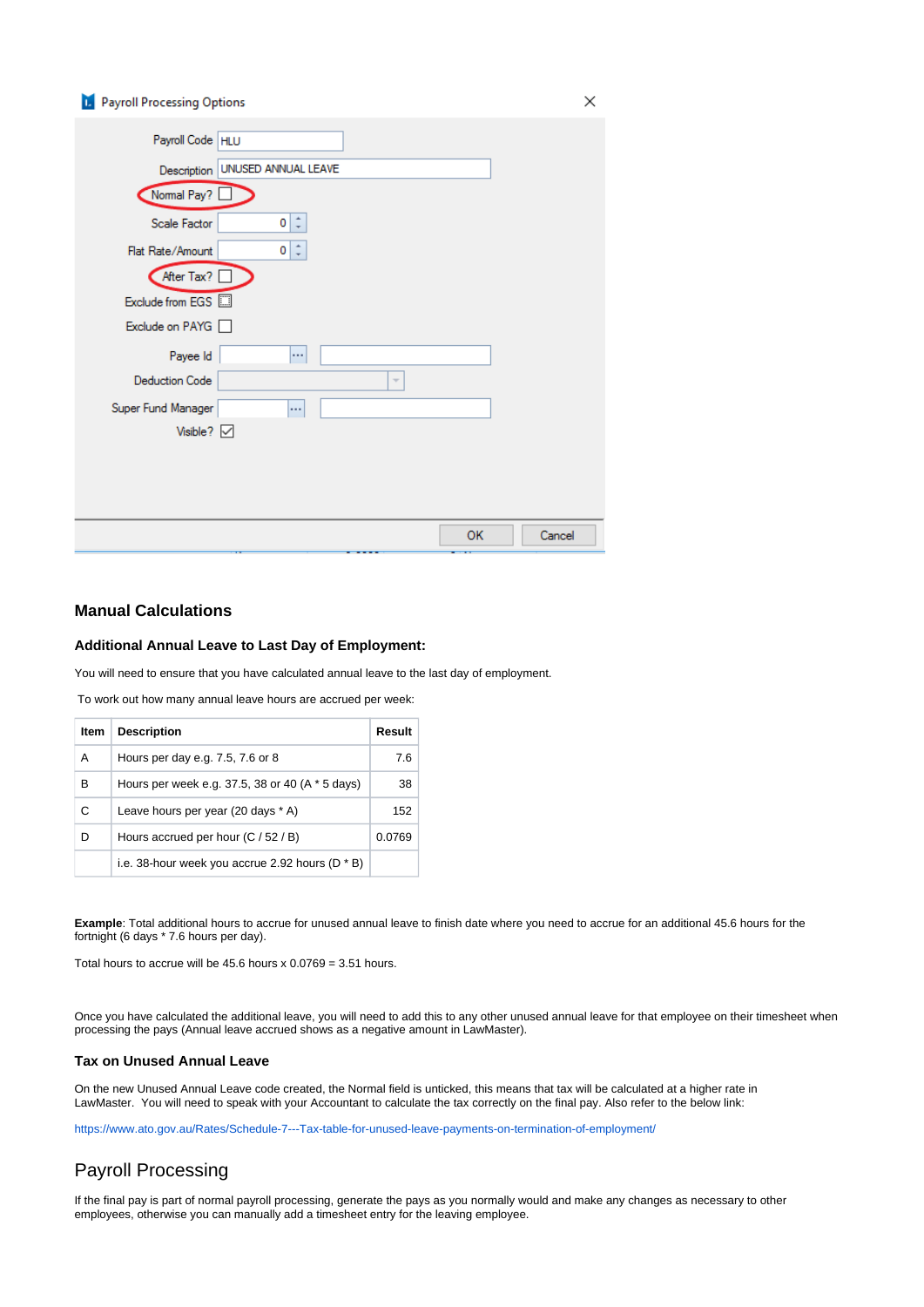Payroll Processing Options

Payroll Code: HLU

Description: UNUSED ANNUAL LEAVE

Normal Pay? ☐

Scale Factor: 0

Flat Rate/Amount: 0

After Tax? ☐

Exclude from EGS ☐

Exclude on PAYG ☐

Payee Id

Deduction Code

Super Fund Manager

Visible? ☑

OK | Cancel

## Manual Calculations

### Additional Annual Leave to Last Day of Employment:

You will need to ensure that you have calculated annual leave to the last day of employment.

To work out how many annual leave hours are accrued per week:

| Item | Description | Result |
|---|---|---|
| A | Hours per day e.g. 7.5, 7.6 or 8 | 7.6 |
| B | Hours per week e.g. 37.5, 38 or 40 (A * 5 days) | 38 |
| C | Leave hours per year (20 days * A) | 152 |
| D | Hours accrued per hour (C / 52 / B) | 0.0769 |
| | i.e. 38-hour week you accrue 2.92 hours (D * B) | |

**Example**: Total additional hours to accrue for unused annual leave to finish date where you need to accrue for an additional 45.6 hours for the fortnight (6 days * 7.6 hours per day).

Total hours to accrue will be 45.6 hours x 0.0769 = 3.51 hours.

Once you have calculated the additional leave, you will need to add this to any other unused annual leave for that employee on their timesheet when processing the pays (Annual leave accrued shows as a negative amount in LawMaster).

### Tax on Unused Annual Leave

On the new Unused Annual Leave code created, the Normal field is unticked, this means that tax will be calculated at a higher rate in LawMaster. You will need to speak with your Accountant to calculate the tax correctly on the final pay. Also refer to the below link:

https://www.ato.gov.au/Rates/Schedule-7---Tax-table-for-unused-leave-payments-on-termination-of-employment/

## Payroll Processing

If the final pay is part of normal payroll processing, generate the pays as you normally would and make any changes as necessary to other employees, otherwise you can manually add a timesheet entry for the leaving employee.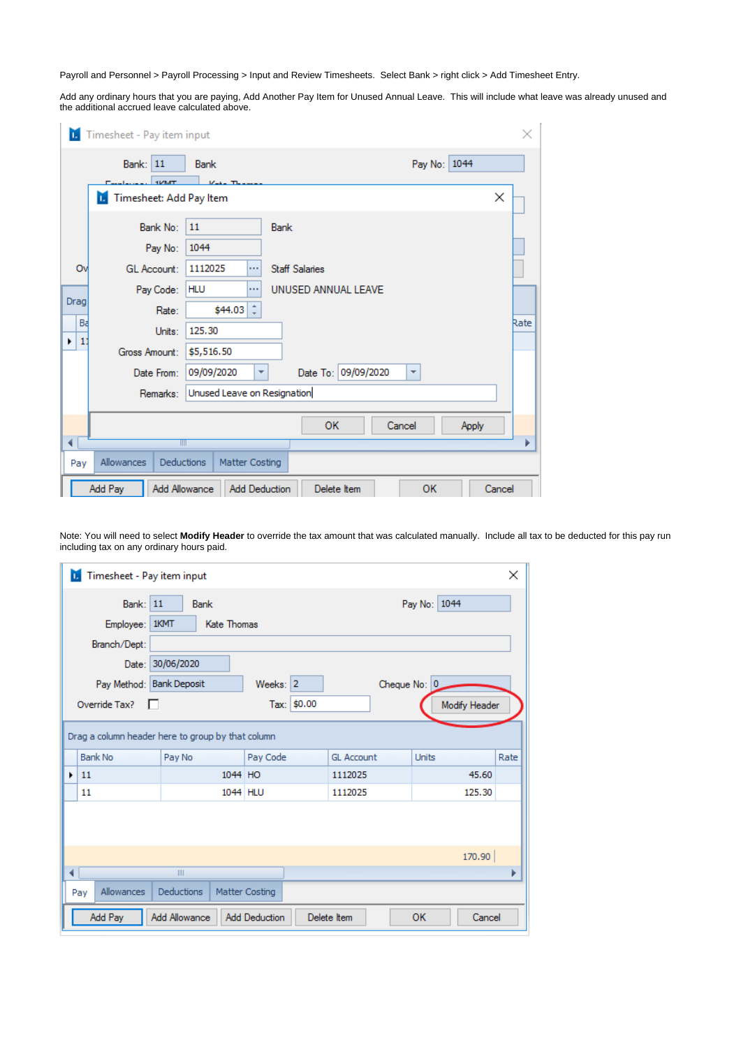Payroll and Personnel > Payroll Processing > Input and Review Timesheets. Select Bank > right click > Add Timesheet Entry.

Add any ordinary hours that you are paying, Add Another Pay Item for Unused Annual Leave. This will include what leave was already unused and the additional accrued leave calculated above.

**Timesheet - Pay item input**

Bank: 11 Bank   Pay No: 1044

**Timesheet: Add Pay Item**

| Field | Value | |
|---|---|---|
| Bank No: | 11 | Bank |
| Pay No: | 1044 | |
| GL Account: | 1112025 | Staff Salaries |
| Pay Code: | HLU | UNUSED ANNUAL LEAVE |
| Rate: | $44.03 | |
| Units: | 125.30 | |
| Gross Amount: | $5,516.50 | |
| Date From: | 09/09/2020 | Date To: 09/09/2020 |
| Remarks: | Unused Leave on Resignation | |

OK | Cancel | Apply

Pay | Allowances | Deductions | Matter Costing

Add Pay | Add Allowance | Add Deduction | Delete Item | OK | Cancel

Note: You will need to select **Modify Header** to override the tax amount that was calculated manually. Include all tax to be deducted for this pay run including tax on any ordinary hours paid.

**Timesheet - Pay item input**

Bank: 11 Bank   Pay No: 1044

Employee: 1KMT Kate Thomas

Branch/Dept:

Date: 30/06/2020

Pay Method: Bank Deposit   Weeks: 2   Cheque No: 0

Override Tax? ☐   Tax: $0.00   Modify Header

Drag a column header here to group by that column

| Bank No | Pay No | Pay Code | GL Account | Units | Rate |
|---|---|---|---|---|---|
| 11 | 1044 | HO | 1112025 | 45.60 | |
| 11 | 1044 | HLU | 1112025 | 125.30 | |
| | | | | 170.90 | |

Pay | Allowances | Deductions | Matter Costing

Add Pay | Add Allowance | Add Deduction | Delete Item | OK | Cancel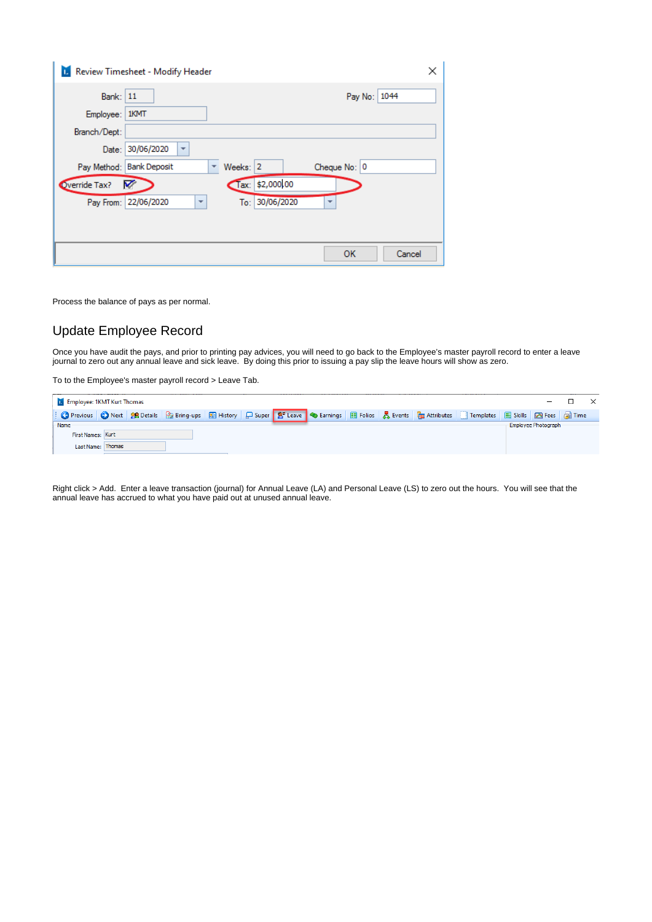Process the balance of pays as per normal.

## Update Employee Record

Once you have audit the pays, and prior to printing pay advices, you will need to go back to the Employee's master payroll record to enter a leave journal to zero out any annual leave and sick leave. By doing this prior to issuing a pay slip the leave hours will show as zero.

To to the Employee's master payroll record > Leave Tab.

Right click > Add. Enter a leave transaction (journal) for Annual Leave (LA) and Personal Leave (LS) to zero out the hours. You will see that the annual leave has accrued to what you have paid out at unused annual leave.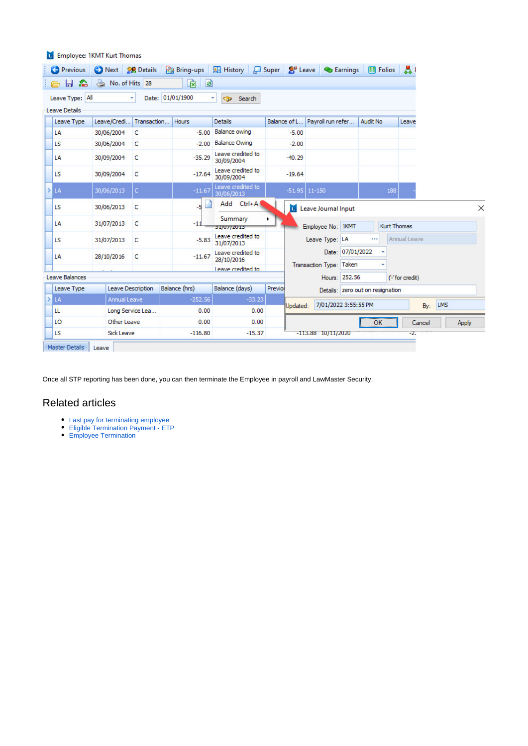Once all STP reporting has been done, you can then terminate the Employee in payroll and LawMaster Security.

## Related articles

- Last pay for terminating employee
- Eligible Termination Payment - ETP
- Employee Termination